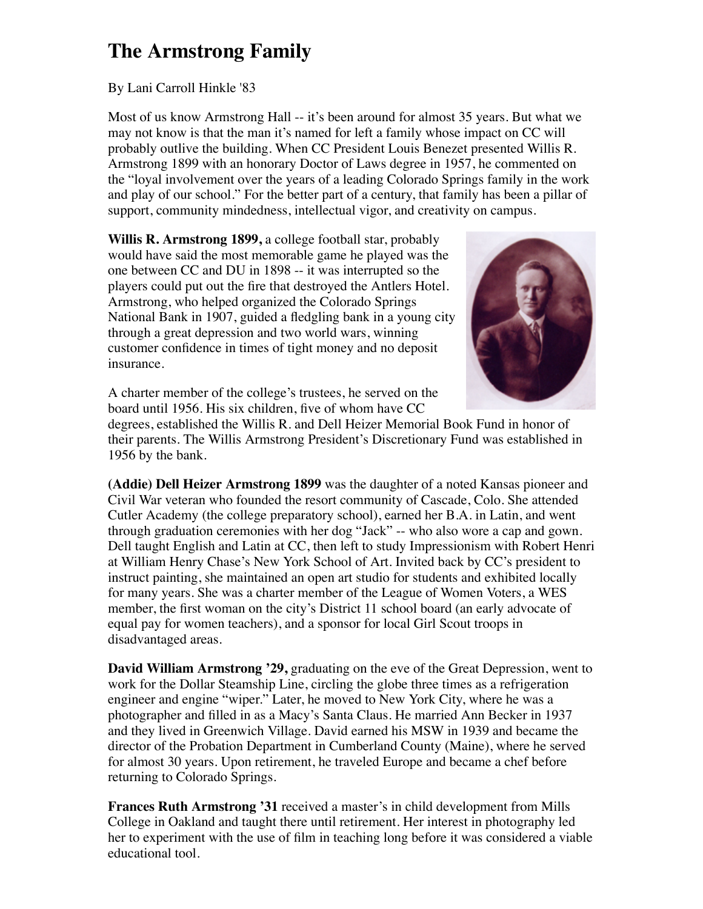# The Armstrong Family

By Lani Carroll Hinkle '83

Most of us know Armstrong Hall -- it's been around for almost 35 years. But what we may not know is that the man it's named for left a family whose impact on CC will probably outlive the building. When CC President Louis Benezet presented Willis R. Armstrong 1899 with an honorary Doctor of Laws degree in 1957, he commented on the "loyal involvement over the years of a leading Colorado Springs family in the work and play of our school." For the better part of a century, that family has been a pillar of support, community mindedness, intellectual vigor, and creativity on campus.

**Willis R. Armstrong 1899,** a college football star, probably would have said the most memorable game he played was the one between CC and DU in 1898 -- it was interrupted so the players could put out the fire that destroyed the Antlers Hotel. Armstrong, who helped organized the Colorado Springs National Bank in 1907, guided a fledgling bank in a young city through a great depression and two world wars, winning customer confidence in times of tight money and no deposit insurance.

A charter member of the college's trustees, he served on the board until 1956. His six children, five of whom have CC degrees, established the Willis R. and Dell Heizer Memorial Book Fund in honor of their parents. The Willis Armstrong President's Discretionary Fund was established in 1956 by the bank.

**(Addie) Dell Heizer Armstrong 1899** was the daughter of a noted Kansas pioneer and Civil War veteran who founded the resort community of Cascade, Colo. She attended Cutler Academy (the college preparatory school), earned her B.A. in Latin, and went through graduation ceremonies with her dog "Jack" -- who also wore a cap and gown. Dell taught English and Latin at CC, then left to study Impressionism with Robert Henri at William Henry Chase's New York School of Art. Invited back by CC's president to instruct painting, she maintained an open art studio for students and exhibited locally for many years. She was a charter member of the League of Women Voters, a WES member, the first woman on the city's District 11 school board (an early advocate of equal pay for women teachers), and a sponsor for local Girl Scout troops in disadvantaged areas.

**David William Armstrong '29,** graduating on the eve of the Great Depression, went to work for the Dollar Steamship Line, circling the globe three times as a refrigeration engineer and engine "wiper." Later, he moved to New York City, where he was a photographer and filled in as a Macy's Santa Claus. He married Ann Becker in 1937 and they lived in Greenwich Village. David earned his MSW in 1939 and became the director of the Probation Department in Cumberland County (Maine), where he served for almost 30 years. Upon retirement, he traveled Europe and became a chef before returning to Colorado Springs.

**Frances Ruth Armstrong '31** received a master's in child development from Mills College in Oakland and taught there until retirement. Her interest in photography led her to experiment with the use of film in teaching long before it was considered a viable educational tool.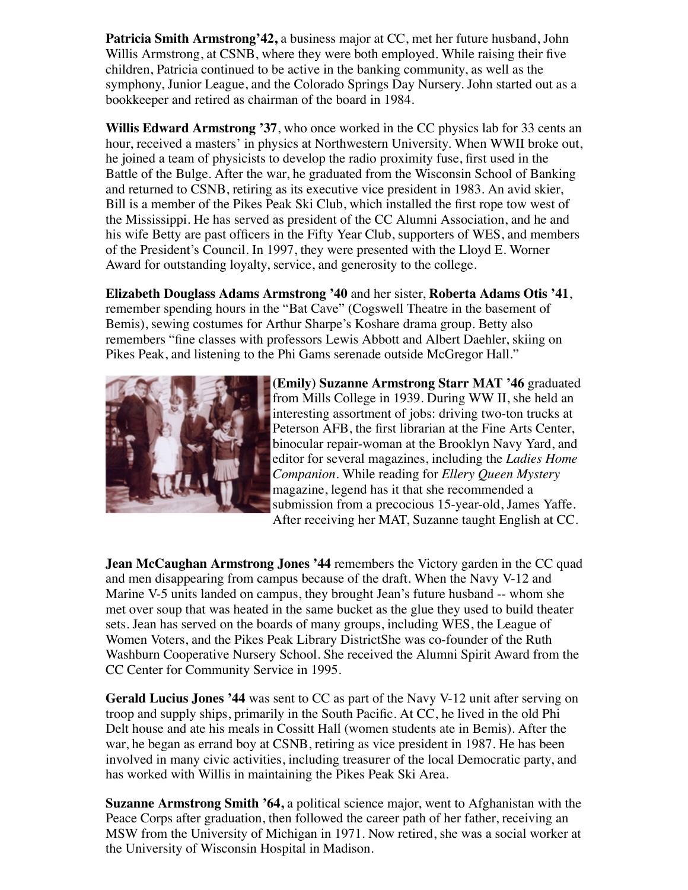**Patricia Smith Armstrong'42,** a business major at CC, met her future husband, John Willis Armstrong, at CSNB, where they were both employed. While raising their five children, Patricia continued to be active in the banking community, as well as the symphony, Junior League, and the Colorado Springs Day Nursery. John started out as a bookkeeper and retired as chairman of the board in 1984.

**Willis Edward Armstrong '37**, who once worked in the CC physics lab for 33 cents an hour, received a masters' in physics at Northwestern University. When WWII broke out, he joined a team of physicists to develop the radio proximity fuse, first used in the Battle of the Bulge. After the war, he graduated from the Wisconsin School of Banking and returned to CSNB, retiring as its executive vice president in 1983. An avid skier, Bill is a member of the Pikes Peak Ski Club, which installed the first rope tow west of the Mississippi. He has served as president of the CC Alumni Association, and he and his wife Betty are past officers in the Fifty Year Club, supporters of WES, and members of the President's Council. In 1997, they were presented with the Lloyd E. Worner Award for outstanding loyalty, service, and generosity to the college.

**Elizabeth Douglass Adams Armstrong '40** and her sister, **Roberta Adams Otis '41**, remember spending hours in the "Bat Cave" (Cogswell Theatre in the basement of Bemis), sewing costumes for Arthur Sharpe's Koshare drama group. Betty also remembers "fine classes with professors Lewis Abbott and Albert Daehler, skiing on Pikes Peak, and listening to the Phi Gams serenade outside McGregor Hall."

**(Emily) Suzanne Armstrong Starr MAT '46** graduated from Mills College in 1939. During WW II, she held an interesting assortment of jobs: driving two-ton trucks at Peterson AFB, the first librarian at the Fine Arts Center, binocular repair-woman at the Brooklyn Navy Yard, and editor for several magazines, including the *Ladies Home Companion*. While reading for *Ellery Queen Mystery* magazine, legend has it that she recommended a submission from a precocious 15-year-old, James Yaffe. After receiving her MAT, Suzanne taught English at CC.

**Jean McCaughan Armstrong Jones '44** remembers the Victory garden in the CC quad and men disappearing from campus because of the draft. When the Navy V-12 and Marine V-5 units landed on campus, they brought Jean's future husband -- whom she met over soup that was heated in the same bucket as the glue they used to build theater sets. Jean has served on the boards of many groups, including WES, the League of Women Voters, and the Pikes Peak Library DistrictShe was co-founder of the Ruth Washburn Cooperative Nursery School. She received the Alumni Spirit Award from the CC Center for Community Service in 1995.

**Gerald Lucius Jones '44** was sent to CC as part of the Navy V-12 unit after serving on troop and supply ships, primarily in the South Pacific. At CC, he lived in the old Phi Delt house and ate his meals in Cossitt Hall (women students ate in Bemis). After the war, he began as errand boy at CSNB, retiring as vice president in 1987. He has been involved in many civic activities, including treasurer of the local Democratic party, and has worked with Willis in maintaining the Pikes Peak Ski Area.

**Suzanne Armstrong Smith '64,** a political science major, went to Afghanistan with the Peace Corps after graduation, then followed the career path of her father, receiving an MSW from the University of Michigan in 1971. Now retired, she was a social worker at the University of Wisconsin Hospital in Madison.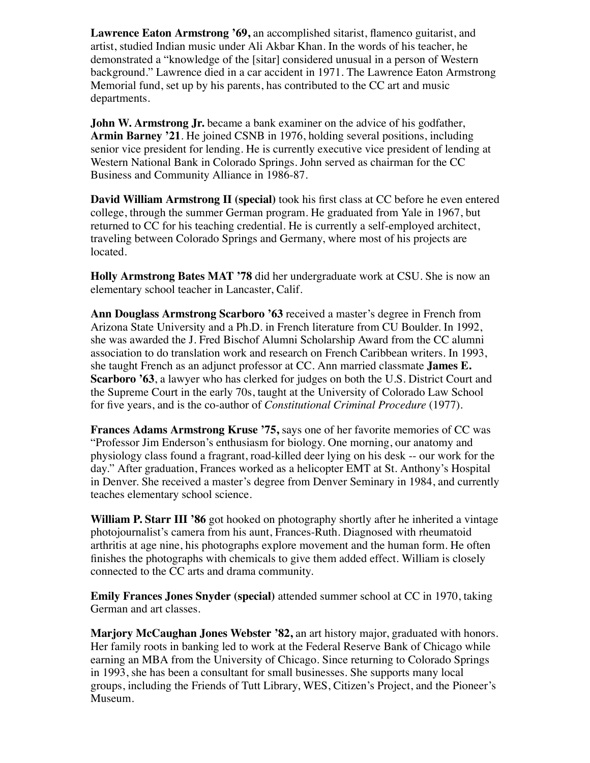**Lawrence Eaton Armstrong '69,** an accomplished sitarist, flamenco guitarist, and artist, studied Indian music under Ali Akbar Khan. In the words of his teacher, he demonstrated a "knowledge of the [sitar] considered unusual in a person of Western background." Lawrence died in a car accident in 1971. The Lawrence Eaton Armstrong Memorial fund, set up by his parents, has contributed to the CC art and music departments.

**John W. Armstrong Jr.** became a bank examiner on the advice of his godfather, **Armin Barney '21**. He joined CSNB in 1976, holding several positions, including senior vice president for lending. He is currently executive vice president of lending at Western National Bank in Colorado Springs. John served as chairman for the CC Business and Community Alliance in 1986-87.

**David William Armstrong II (special)** took his first class at CC before he even entered college, through the summer German program. He graduated from Yale in 1967, but returned to CC for his teaching credential. He is currently a self-employed architect, traveling between Colorado Springs and Germany, where most of his projects are located.

**Holly Armstrong Bates MAT '78** did her undergraduate work at CSU. She is now an elementary school teacher in Lancaster, Calif.

**Ann Douglass Armstrong Scarboro '63** received a master's degree in French from Arizona State University and a Ph.D. in French literature from CU Boulder. In 1992, she was awarded the J. Fred Bischof Alumni Scholarship Award from the CC alumni association to do translation work and research on French Caribbean writers. In 1993, she taught French as an adjunct professor at CC. Ann married classmate **James E. Scarboro '63**, a lawyer who has clerked for judges on both the U.S. District Court and the Supreme Court in the early 70s, taught at the University of Colorado Law School for five years, and is the co-author of *Constitutional Criminal Procedure* (1977).

**Frances Adams Armstrong Kruse '75,** says one of her favorite memories of CC was "Professor Jim Enderson's enthusiasm for biology. One morning, our anatomy and physiology class found a fragrant, road-killed deer lying on his desk -- our work for the day." After graduation, Frances worked as a helicopter EMT at St. Anthony's Hospital in Denver. She received a master's degree from Denver Seminary in 1984, and currently teaches elementary school science.

**William P. Starr III '86** got hooked on photography shortly after he inherited a vintage photojournalist's camera from his aunt, Frances-Ruth. Diagnosed with rheumatoid arthritis at age nine, his photographs explore movement and the human form. He often finishes the photographs with chemicals to give them added effect. William is closely connected to the CC arts and drama community.

**Emily Frances Jones Snyder (special)** attended summer school at CC in 1970, taking German and art classes.

**Marjory McCaughan Jones Webster '82,** an art history major, graduated with honors. Her family roots in banking led to work at the Federal Reserve Bank of Chicago while earning an MBA from the University of Chicago. Since returning to Colorado Springs in 1993, she has been a consultant for small businesses. She supports many local groups, including the Friends of Tutt Library, WES, Citizen's Project, and the Pioneer's Museum.